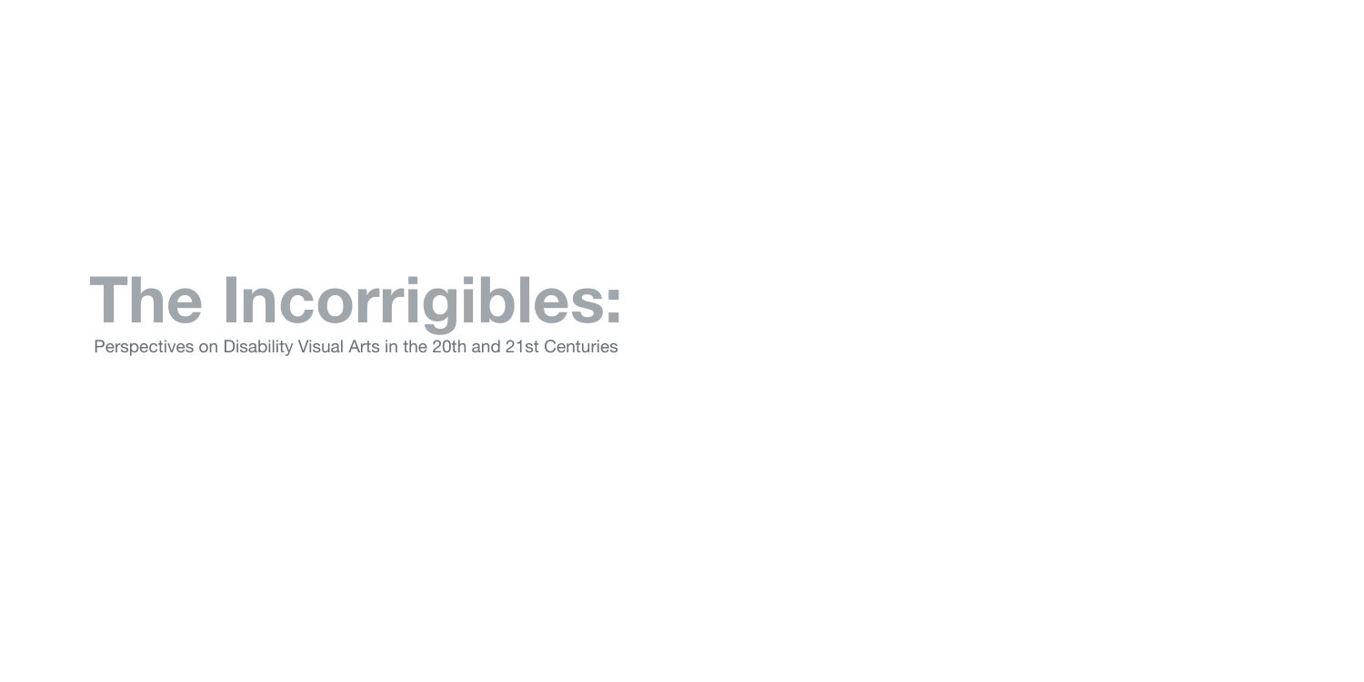# The Incorrigibles:

Perspectives on Disability Visual Arts in the 20th and 21st Centuries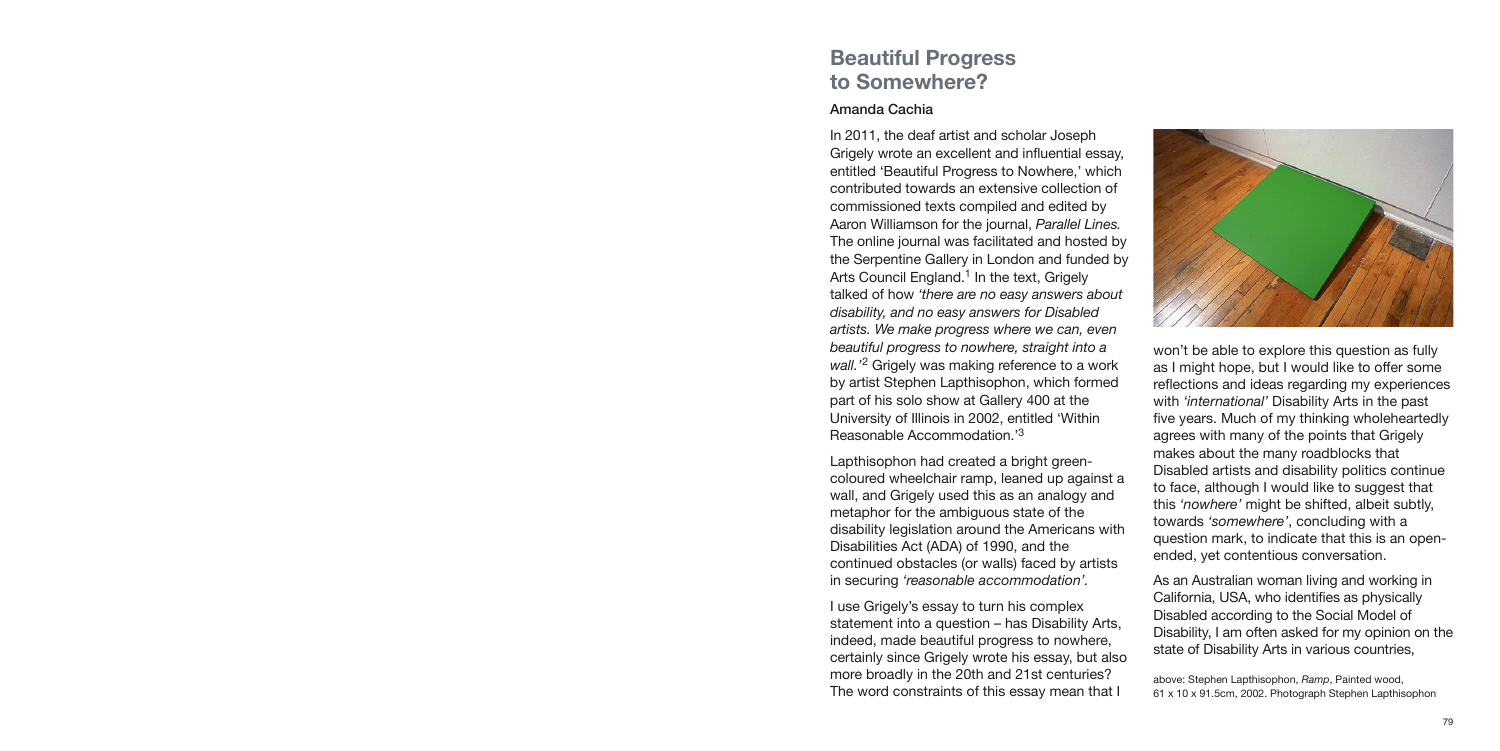# Beautiful Progress to Somewhere?

## Amanda Cachia

In 2011, the deaf artist and scholar Joseph Grigely wrote an excellent and influential essay, entitled 'Beautiful Progress to Nowhere,' which contributed towards an extensive collection of commissioned texts compiled and edited by Aaron Williamson for the journal, *Parallel Lines.* The online journal was facilitated and hosted by the Serpentine Gallery in London and funded by Arts Council England.[1] In the text, Grigely talked of how *'there are no easy answers about disability, and no easy answers for Disabled artists. We make progress where we can, even beautiful progress to nowhere, straight into a wall.'*[2] Grigely was making reference to a work by artist Stephen Lapthisophon, which formed part of his solo show at Gallery 400 at the University of Illinois in 2002, entitled 'Within Reasonable Accommodation.'[3]

Lapthisophon had created a bright green-coloured wheelchair ramp, leaned up against a wall, and Grigely used this as an analogy and metaphor for the ambiguous state of the disability legislation around the Americans with Disabilities Act (ADA) of 1990, and the continued obstacles (or walls) faced by artists in securing *'reasonable accommodation'*.

I use Grigely's essay to turn his complex statement into a question – has Disability Arts, indeed, made beautiful progress to nowhere, certainly since Grigely wrote his essay, but also more broadly in the 20th and 21st centuries? The word constraints of this essay mean that I won't be able to explore this question as fully as I might hope, but I would like to offer some reflections and ideas regarding my experiences with *'international'* Disability Arts in the past five years. Much of my thinking wholeheartedly agrees with many of the points that Grigely makes about the many roadblocks that Disabled artists and disability politics continue to face, although I would like to suggest that this *'nowhere'* might be shifted, albeit subtly, towards *'somewhere'*, concluding with a question mark, to indicate that this is an open-ended, yet contentious conversation.

As an Australian woman living and working in California, USA, who identifies as physically Disabled according to the Social Model of Disability, I am often asked for my opinion on the state of Disability Arts in various countries,

above: Stephen Lapthisophon, *Ramp*, Painted wood, 61 x 10 x 91.5cm, 2002. Photograph Stephen Lapthisophon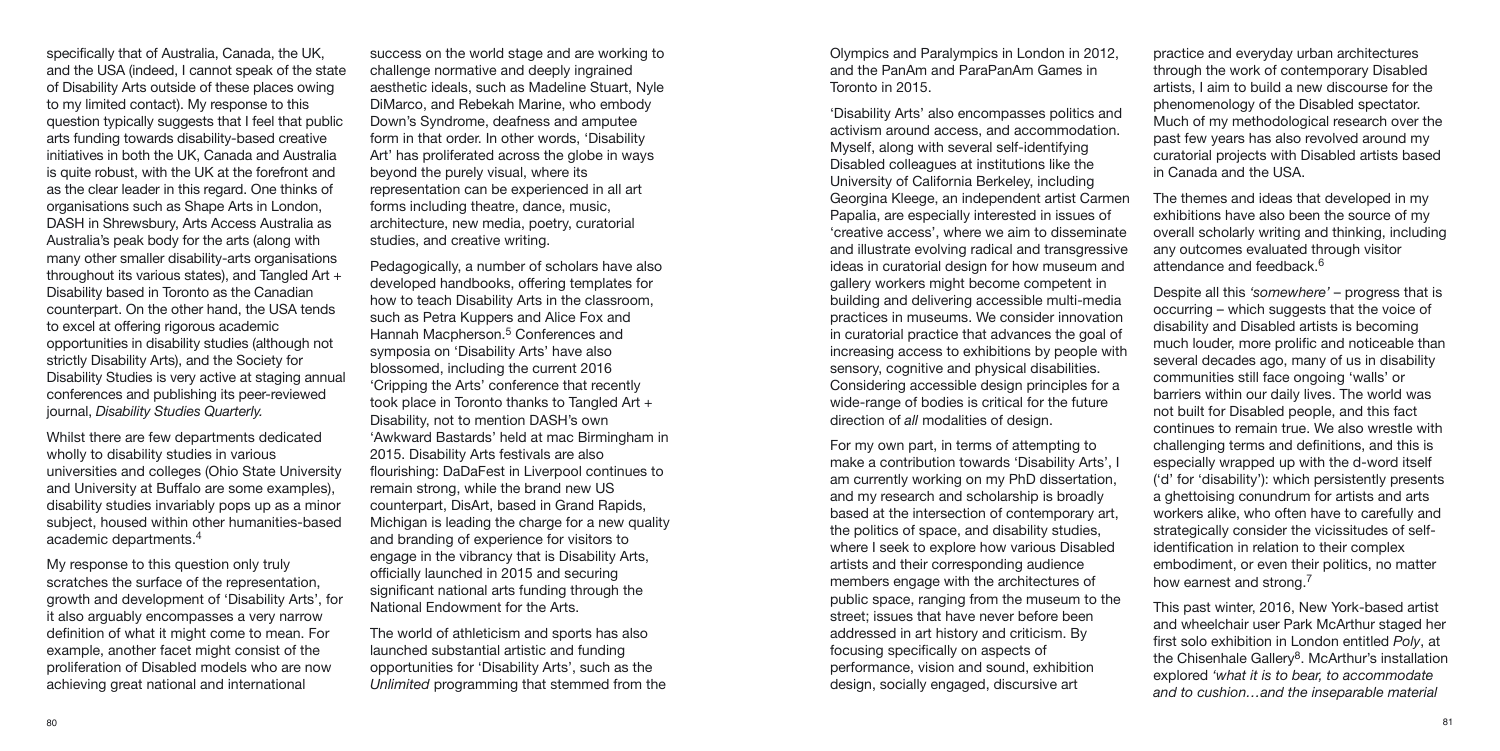specifically that of Australia, Canada, the UK, and the USA (indeed, I cannot speak of the state of Disability Arts outside of these places owing to my limited contact). My response to this question typically suggests that I feel that public arts funding towards disability-based creative initiatives in both the UK, Canada and Australia is quite robust, with the UK at the forefront and as the clear leader in this regard. One thinks of organisations such as Shape Arts in London, DASH in Shrewsbury, Arts Access Australia as Australia's peak body for the arts (along with many other smaller disability-arts organisations throughout its various states), and Tangled Art + Disability based in Toronto as the Canadian counterpart. On the other hand, the USA tends to excel at offering rigorous academic opportunities in disability studies (although not strictly Disability Arts), and the Society for Disability Studies is very active at staging annual conferences and publishing its peer-reviewed journal, *Disability Studies Quarterly.*

Whilst there are few departments dedicated wholly to disability studies in various universities and colleges (Ohio State University and University at Buffalo are some examples), disability studies invariably pops up as a minor subject, housed within other humanities-based academic departments.[4]

My response to this question only truly scratches the surface of the representation, growth and development of 'Disability Arts', for it also arguably encompasses a very narrow definition of what it might come to mean. For example, another facet might consist of the proliferation of Disabled models who are now achieving great national and international success on the world stage and are working to challenge normative and deeply ingrained aesthetic ideals, such as Madeline Stuart, Nyle DiMarco, and Rebekah Marine, who embody Down's Syndrome, deafness and amputee form in that order. In other words, 'Disability Art' has proliferated across the globe in ways beyond the purely visual, where its representation can be experienced in all art forms including theatre, dance, music, architecture, new media, poetry, curatorial studies, and creative writing.

Pedagogically, a number of scholars have also developed handbooks, offering templates for how to teach Disability Arts in the classroom, such as Petra Kuppers and Alice Fox and Hannah Macpherson.[5] Conferences and symposia on 'Disability Arts' have also blossomed, including the current 2016 'Cripping the Arts' conference that recently took place in Toronto thanks to Tangled Art + Disability, not to mention DASH's own 'Awkward Bastards' held at mac Birmingham in 2015. Disability Arts festivals are also flourishing: DaDaFest in Liverpool continues to remain strong, while the brand new US counterpart, DisArt, based in Grand Rapids, Michigan is leading the charge for a new quality and branding of experience for visitors to engage in the vibrancy that is Disability Arts, officially launched in 2015 and securing significant national arts funding through the National Endowment for the Arts.

The world of athleticism and sports has also launched substantial artistic and funding opportunities for 'Disability Arts', such as the *Unlimited* programming that stemmed from the Olympics and Paralympics in London in 2012, and the PanAm and ParaPanAm Games in Toronto in 2015.

'Disability Arts' also encompasses politics and activism around access, and accommodation. Myself, along with several self-identifying Disabled colleagues at institutions like the University of California Berkeley, including Georgina Kleege, an independent artist Carmen Papalia, are especially interested in issues of 'creative access', where we aim to disseminate and illustrate evolving radical and transgressive ideas in curatorial design for how museum and gallery workers might become competent in building and delivering accessible multi-media practices in museums. We consider innovation in curatorial practice that advances the goal of increasing access to exhibitions by people with sensory, cognitive and physical disabilities. Considering accessible design principles for a wide-range of bodies is critical for the future direction of *all* modalities of design.

For my own part, in terms of attempting to make a contribution towards 'Disability Arts', I am currently working on my PhD dissertation, and my research and scholarship is broadly based at the intersection of contemporary art, the politics of space, and disability studies, where I seek to explore how various Disabled artists and their corresponding audience members engage with the architectures of public space, ranging from the museum to the street; issues that have never before been addressed in art history and criticism. By focusing specifically on aspects of performance, vision and sound, exhibition design, socially engaged, discursive art practice and everyday urban architectures through the work of contemporary Disabled artists, I aim to build a new discourse for the phenomenology of the Disabled spectator. Much of my methodological research over the past few years has also revolved around my curatorial projects with Disabled artists based in Canada and the USA.

The themes and ideas that developed in my exhibitions have also been the source of my overall scholarly writing and thinking, including any outcomes evaluated through visitor attendance and feedback.[6]

Despite all this *'somewhere'* – progress that is occurring – which suggests that the voice of disability and Disabled artists is becoming much louder, more prolific and noticeable than several decades ago, many of us in disability communities still face ongoing 'walls' or barriers within our daily lives. The world was not built for Disabled people, and this fact continues to remain true. We also wrestle with challenging terms and definitions, and this is especially wrapped up with the d-word itself ('d' for 'disability'): which persistently presents a ghettoising conundrum for artists and arts workers alike, who often have to carefully and strategically consider the vicissitudes of self-identification in relation to their complex embodiment, or even their politics, no matter how earnest and strong.[7]

This past winter, 2016, New York-based artist and wheelchair user Park McArthur staged her first solo exhibition in London entitled *Poly*, at the Chisenhale Gallery[8]. McArthur's installation explored *'what it is to bear, to accommodate and to cushion…and the inseparable material*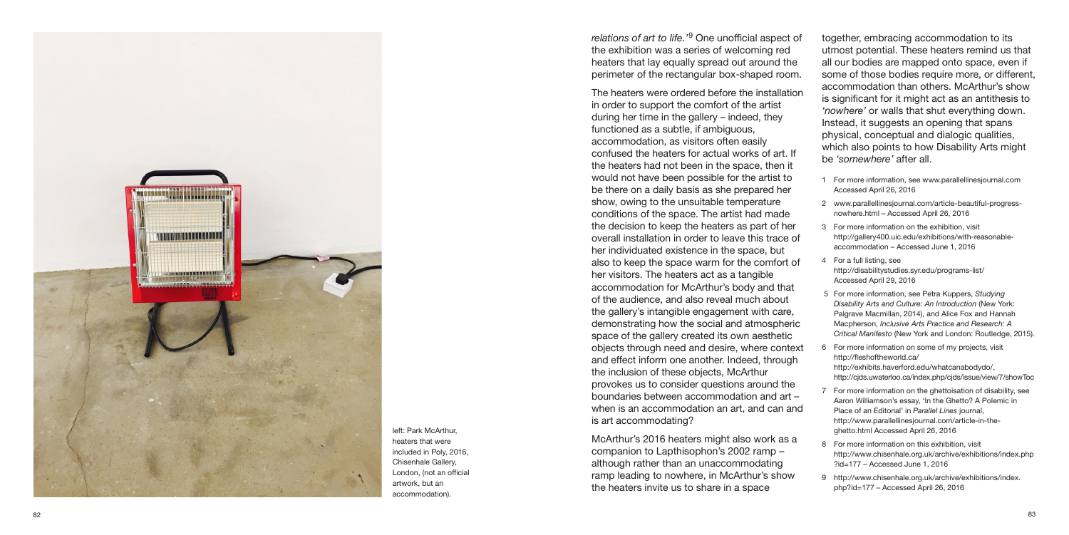left: Park McArthur, heaters that were included in Poly, 2016, Chisenhale Gallery, London, (not an official artwork, but an accommodation).

*relations of art to life.'*[9] One unofficial aspect of the exhibition was a series of welcoming red heaters that lay equally spread out around the perimeter of the rectangular box-shaped room.

The heaters were ordered before the installation in order to support the comfort of the artist during her time in the gallery – indeed, they functioned as a subtle, if ambiguous, accommodation, as visitors often easily confused the heaters for actual works of art. If the heaters had not been in the space, then it would not have been possible for the artist to be there on a daily basis as she prepared her show, owing to the unsuitable temperature conditions of the space. The artist had made the decision to keep the heaters as part of her overall installation in order to leave this trace of her individuated existence in the space, but also to keep the space warm for the comfort of her visitors. The heaters act as a tangible accommodation for McArthur's body and that of the audience, and also reveal much about the gallery's intangible engagement with care, demonstrating how the social and atmospheric space of the gallery created its own aesthetic objects through need and desire, where context and effect inform one another. Indeed, through the inclusion of these objects, McArthur provokes us to consider questions around the boundaries between accommodation and art – when is an accommodation an art, and can and is art accommodating?

McArthur's 2016 heaters might also work as a companion to Lapthisophon's 2002 ramp – although rather than an unaccommodating ramp leading to nowhere, in McArthur's show the heaters invite us to share in a space together, embracing accommodation to its utmost potential. These heaters remind us that all our bodies are mapped onto space, even if some of those bodies require more, or different, accommodation than others. McArthur's show is significant for it might act as an antithesis to *'nowhere'* or walls that shut everything down. Instead, it suggests an opening that spans physical, conceptual and dialogic qualities, which also points to how Disability Arts might be *'somewhere'* after all.

1 For more information, see www.parallellinesjournal.com Accessed April 26, 2016

2 www.parallellinesjournal.com/article-beautiful-progress-nowhere.html – Accessed April 26, 2016

3 For more information on the exhibition, visit http://gallery400.uic.edu/exhibitions/with-reasonable-accommodation – Accessed June 1, 2016

4 For a full listing, see http://disabilitystudies.syr.edu/programs-list/ Accessed April 29, 2016

5 For more information, see Petra Kuppers, *Studying Disability Arts and Culture: An Introduction* (New York: Palgrave Macmillan, 2014), and Alice Fox and Hannah Macpherson, *Inclusive Arts Practice and Research: A Critical Manifesto* (New York and London: Routledge, 2015).

6 For more information on some of my projects, visit http://fleshoftheworld.ca/ http://exhibits.haverford.edu/whatcanabodydo/, http://cjds.uwaterloo.ca/index.php/cjds/issue/view/7/showToc

7 For more information on the ghettoisation of disability, see Aaron Williamson's essay, 'In the Ghetto? A Polemic in Place of an Editorial' in *Parallel Lines* journal, http://www.parallellinesjournal.com/article-in-the-ghetto.html Accessed April 26, 2016

8 For more information on this exhibition, visit http://www.chisenhale.org.uk/archive/exhibitions/index.php?id=177 – Accessed June 1, 2016

9 http://www.chisenhale.org.uk/archive/exhibitions/index.php?id=177 – Accessed April 26, 2016